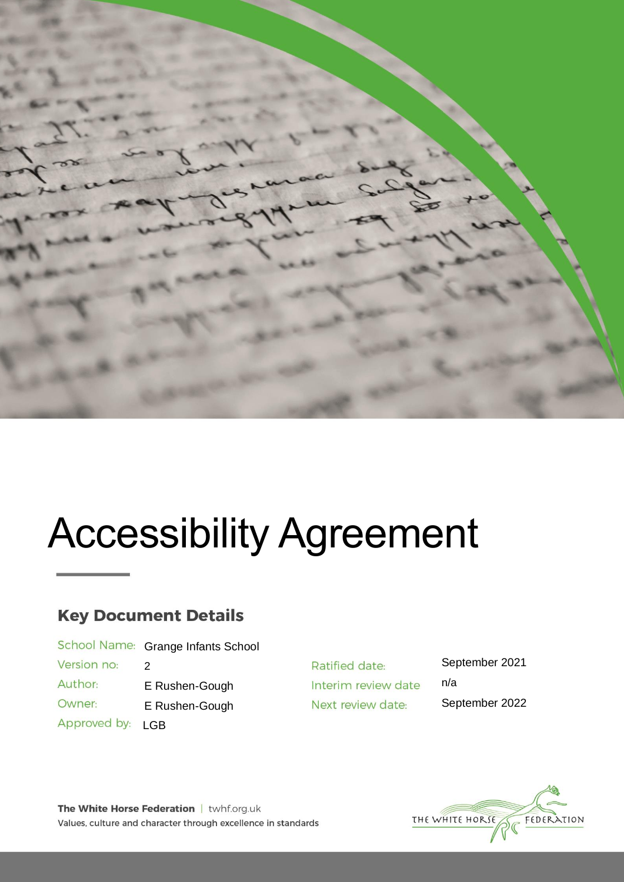# Accessibility Agreement

## Key Document Details

| | | | |
|---|---|---|---|
| School Name: | Grange Infants School | | |
| Version no: | 2 | Ratified date: | September 2021 |
| Author: | E Rushen-Gough | Interim review date | n/a |
| Owner: | E Rushen-Gough | Next review date: | September 2022 |
| Approved by: | LGB | | |

**The White Horse Federation** | twhf.org.uk
Values, culture and character through excellence in standards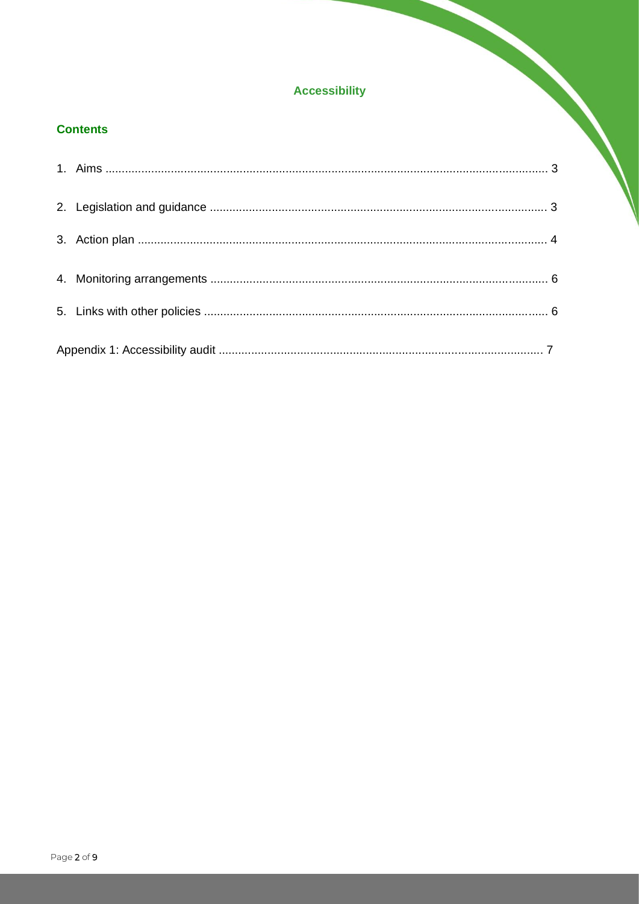**Accessibility**

## Contents

1. Aims ........................................................................................................................................ 3
2. Legislation and guidance ....................................................................................................... 3
3. Action plan ............................................................................................................................. 4
4. Monitoring arrangements ....................................................................................................... 6
5. Links with other policies ......................................................................................................... 6

Appendix 1: Accessibility audit ................................................................................................... 7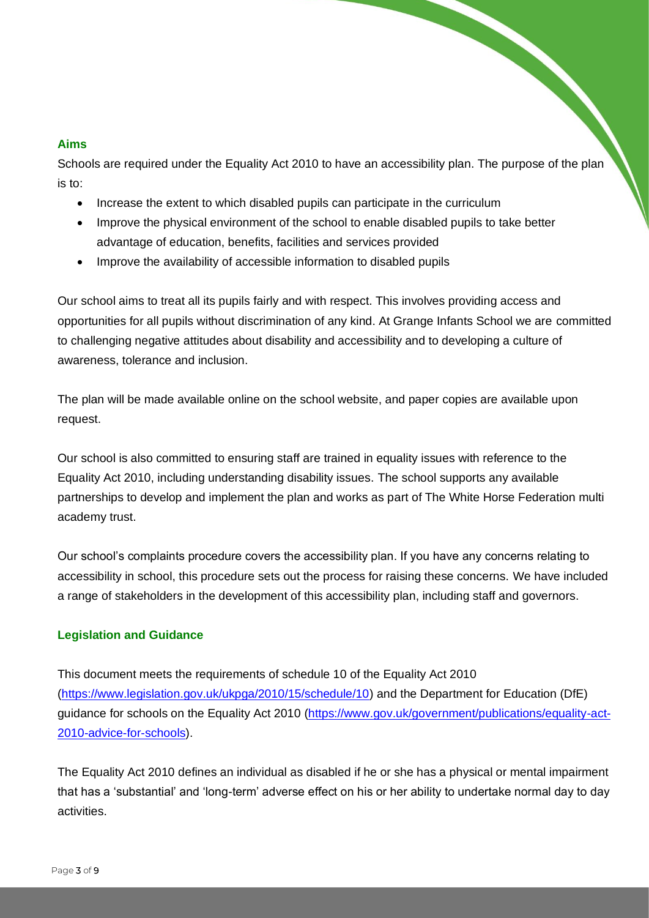## Aims

Schools are required under the Equality Act 2010 to have an accessibility plan. The purpose of the plan is to:

- Increase the extent to which disabled pupils can participate in the curriculum
- Improve the physical environment of the school to enable disabled pupils to take better advantage of education, benefits, facilities and services provided
- Improve the availability of accessible information to disabled pupils

Our school aims to treat all its pupils fairly and with respect. This involves providing access and opportunities for all pupils without discrimination of any kind. At Grange Infants School we are committed to challenging negative attitudes about disability and accessibility and to developing a culture of awareness, tolerance and inclusion.

The plan will be made available online on the school website, and paper copies are available upon request.

Our school is also committed to ensuring staff are trained in equality issues with reference to the Equality Act 2010, including understanding disability issues. The school supports any available partnerships to develop and implement the plan and works as part of The White Horse Federation multi academy trust.

Our school's complaints procedure covers the accessibility plan. If you have any concerns relating to accessibility in school, this procedure sets out the process for raising these concerns. We have included a range of stakeholders in the development of this accessibility plan, including staff and governors.

## Legislation and Guidance

This document meets the requirements of schedule 10 of the Equality Act 2010 (https://www.legislation.gov.uk/ukpga/2010/15/schedule/10) and the Department for Education (DfE) guidance for schools on the Equality Act 2010 (https://www.gov.uk/government/publications/equality-act-2010-advice-for-schools).

The Equality Act 2010 defines an individual as disabled if he or she has a physical or mental impairment that has a 'substantial' and 'long-term' adverse effect on his or her ability to undertake normal day to day activities.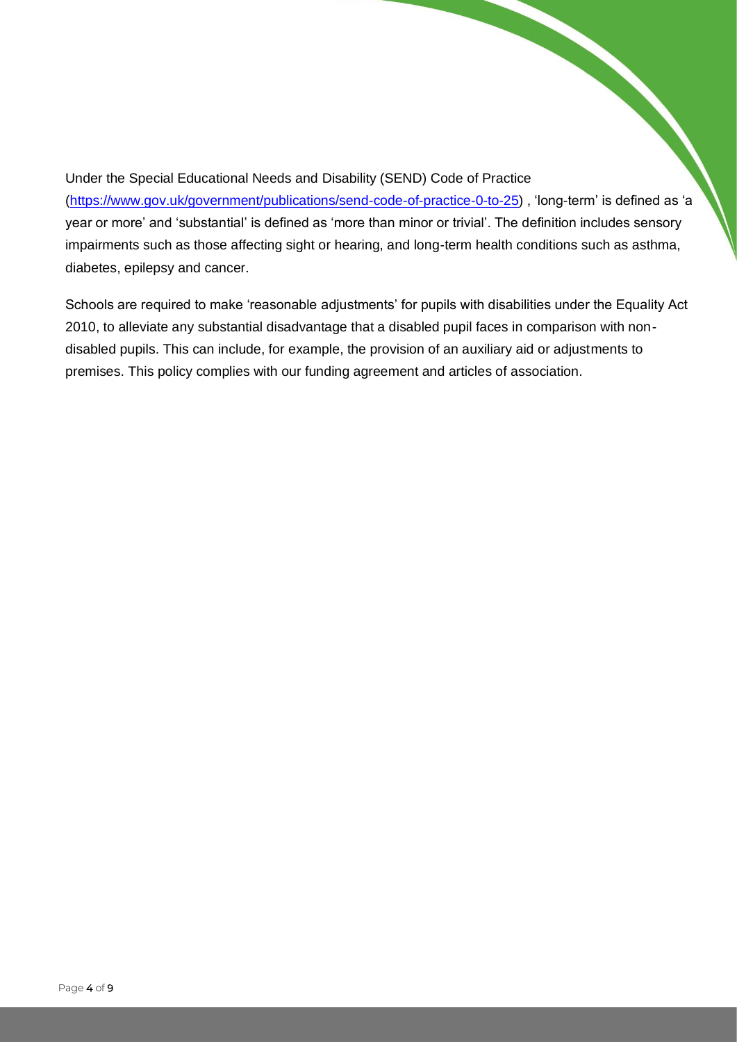Under the Special Educational Needs and Disability (SEND) Code of Practice (https://www.gov.uk/government/publications/send-code-of-practice-0-to-25) , 'long-term' is defined as 'a year or more' and 'substantial' is defined as 'more than minor or trivial'. The definition includes sensory impairments such as those affecting sight or hearing, and long-term health conditions such as asthma, diabetes, epilepsy and cancer.

Schools are required to make 'reasonable adjustments' for pupils with disabilities under the Equality Act 2010, to alleviate any substantial disadvantage that a disabled pupil faces in comparison with non-disabled pupils. This can include, for example, the provision of an auxiliary aid or adjustments to premises. This policy complies with our funding agreement and articles of association.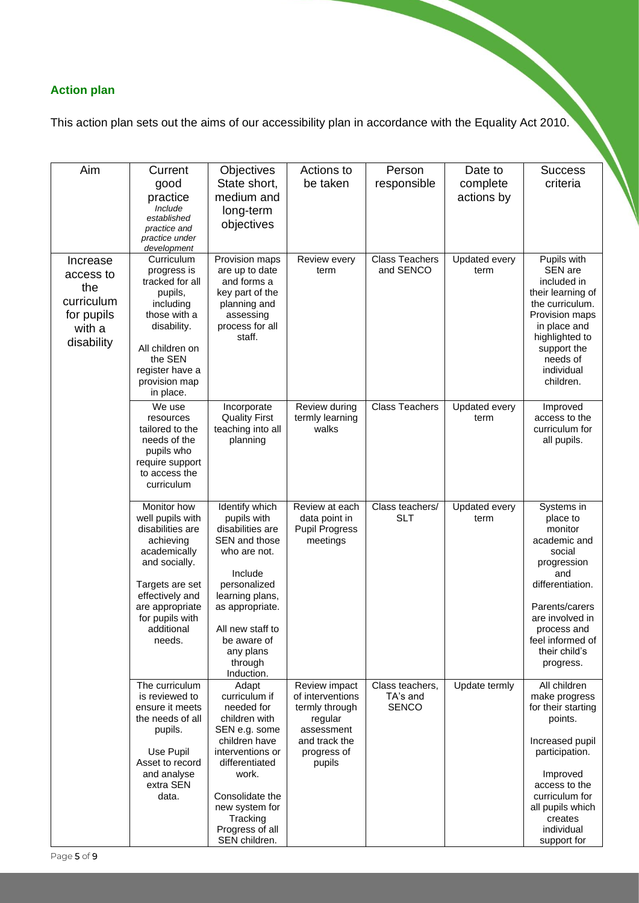## Action plan

This action plan sets out the aims of our accessibility plan in accordance with the Equality Act 2010.

| Aim | Current good practice *Include established practice and practice under development* | Objectives State short, medium and long-term objectives | Actions to be taken | Person responsible | Date to complete actions by | Success criteria |
|---|---|---|---|---|---|---|
| Increase access to the curriculum for pupils with a disability | Curriculum progress is tracked for all pupils, including those with a disability.<br><br>All children on the SEN register have a provision map in place. | Provision maps are up to date and forms a key part of the planning and assessing process for all staff. | Review every term | Class Teachers and SENCO | Updated every term | Pupils with SEN are included in their learning of the curriculum. Provision maps in place and highlighted to support the needs of individual children. |
| | We use resources tailored to the needs of the pupils who require support to access the curriculum | Incorporate Quality First teaching into all planning | Review during termly learning walks | Class Teachers | Updated every term | Improved access to the curriculum for all pupils. |
| | Monitor how well pupils with disabilities are achieving academically and socially.<br><br>Targets are set effectively and are appropriate for pupils with additional needs. | Identify which pupils with disabilities are SEN and those who are not.<br><br>Include personalized learning plans, as appropriate.<br><br>All new staff to be aware of any plans through Induction. | Review at each data point in Pupil Progress meetings | Class teachers/ SLT | Updated every term | Systems in place to monitor academic and social progression and differentiation.<br><br>Parents/carers are involved in process and feel informed of their child's progress. |
| | The curriculum is reviewed to ensure it meets the needs of all pupils.<br><br>Use Pupil Asset to record and analyse extra SEN data. | Adapt curriculum if needed for children with SEN e.g. some children have interventions or differentiated work.<br><br>Consolidate the new system for Tracking Progress of all SEN children. | Review impact of interventions termly through regular assessment and track the progress of pupils | Class teachers, TA's and SENCO | Update termly | All children make progress for their starting points.<br><br>Increased pupil participation.<br><br>Improved access to the curriculum for all pupils which creates individual support for |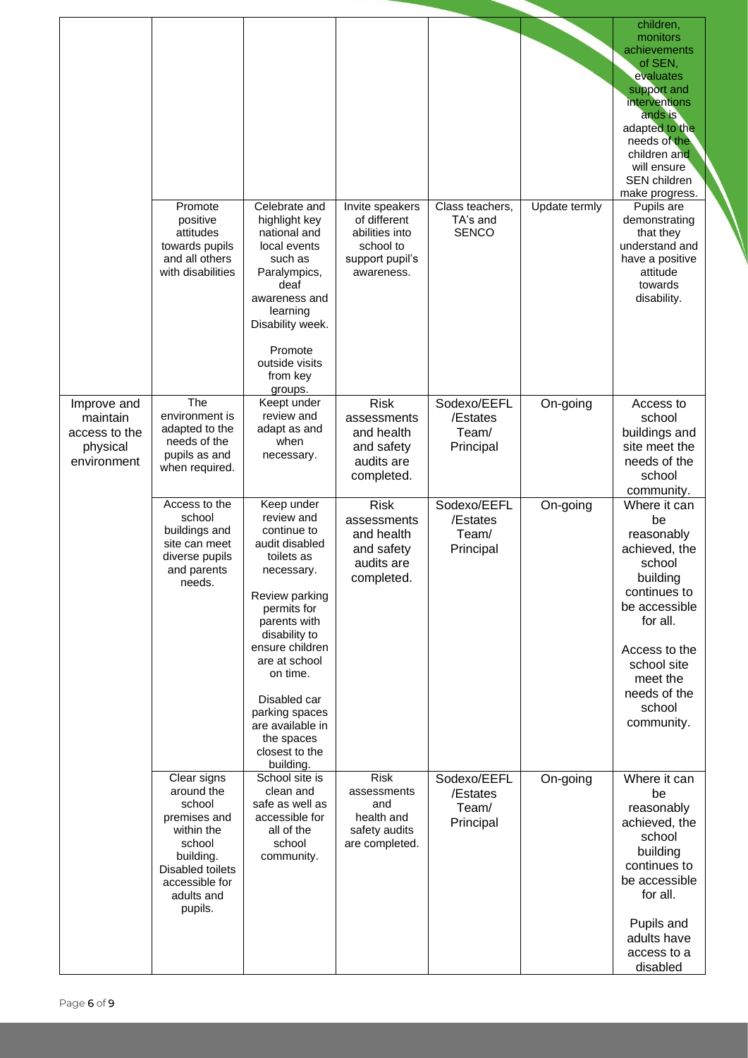| | | | | | | |
|---|---|---|---|---|---|---|
| | | | | | | children, monitors achievements of SEN, evaluates support and interventions ands is adapted to the needs of the children and will ensure SEN children make progress. |
| | Promote positive attitudes towards pupils and all others with disabilities | Celebrate and highlight key national and local events such as Paralympics, deaf awareness and learning Disability week.<br><br>Promote outside visits from key groups. | Invite speakers of different abilities into school to support pupil's awareness. | Class teachers, TA's and SENCO | Update termly | Pupils are demonstrating that they understand and have a positive attitude towards disability. |
| Improve and maintain access to the physical environment | The environment is adapted to the needs of the pupils as and when required. | Keept under review and adapt as and when necessary. | Risk assessments and health and safety audits are completed. | Sodexo/EEFL /Estates Team/ Principal | On-going | Access to school buildings and site meet the needs of the school community. |
| | Access to the school buildings and site can meet diverse pupils and parents needs. | Keep under review and continue to audit disabled toilets as necessary.<br><br>Review parking permits for parents with disability to ensure children are at school on time.<br><br>Disabled car parking spaces are available in the spaces closest to the building. | Risk assessments and health and safety audits are completed. | Sodexo/EEFL /Estates Team/ Principal | On-going | Where it can be reasonably achieved, the school building continues to be accessible for all.<br><br>Access to the school site meet the needs of the school community. |
| | Clear signs around the school premises and within the school building. Disabled toilets accessible for adults and pupils. | School site is clean and safe as well as accessible for all of the school community. | Risk assessments and health and safety audits are completed. | Sodexo/EEFL /Estates Team/ Principal | On-going | Where it can be reasonably achieved, the school building continues to be accessible for all.<br><br>Pupils and adults have access to a disabled |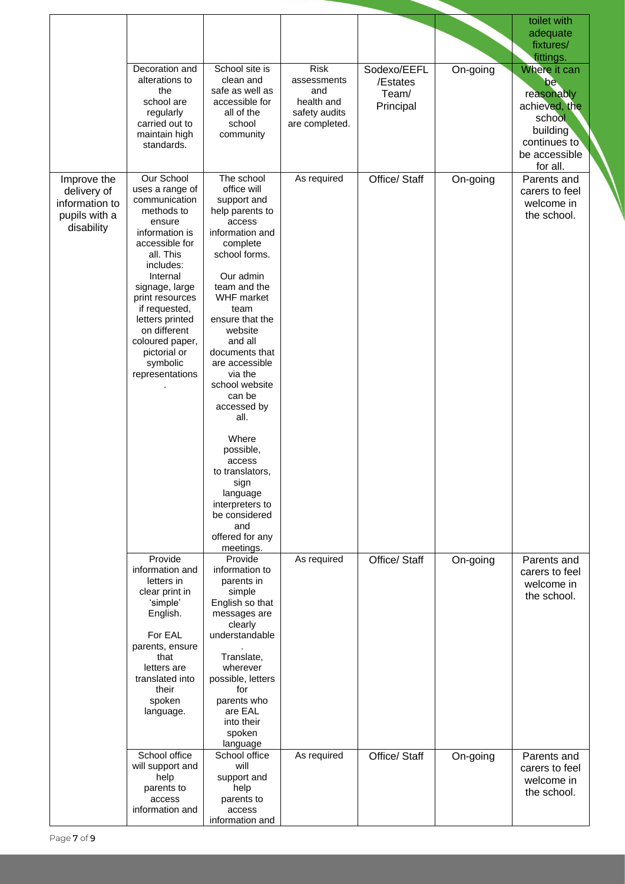|  |  |  |  |  |  | toilet with adequate fixtures/ fittings. |
| --- | --- | --- | --- | --- | --- | --- |
|  | Decoration and alterations to the school are regularly carried out to maintain high standards. | School site is clean and safe as well as accessible for all of the school community | Risk assessments and health and safety audits are completed. | Sodexo/EEFL /Estates Team/ Principal | On-going | Where it can be reasonably achieved, the school building continues to be accessible for all. |
| Improve the delivery of information to pupils with a disability | Our School uses a range of communication methods to ensure information is accessible for all. This includes: Internal signage, large print resources if requested, letters printed on different coloured paper, pictorial or symbolic representations. | The school office will support and help parents to access information and complete school forms.<br><br>Our admin team and the WHF market team ensure that the website and all documents that are accessible via the school website can be accessed by all.<br><br>Where possible, access to translators, sign language interpreters to be considered and offered for any meetings. | As required | Office/ Staff | On-going | Parents and carers to feel welcome in the school. |
|  | Provide information and letters in clear print in 'simple' English.<br><br>For EAL parents, ensure that letters are translated into their spoken language. | Provide information to parents in simple English so that messages are clearly understandable.<br>Translate, wherever possible, letters for parents who are EAL into their spoken language | As required | Office/ Staff | On-going | Parents and carers to feel welcome in the school. |
|  | School office will support and help parents to access information and | School office will support and help parents to access information and | As required | Office/ Staff | On-going | Parents and carers to feel welcome in the school. |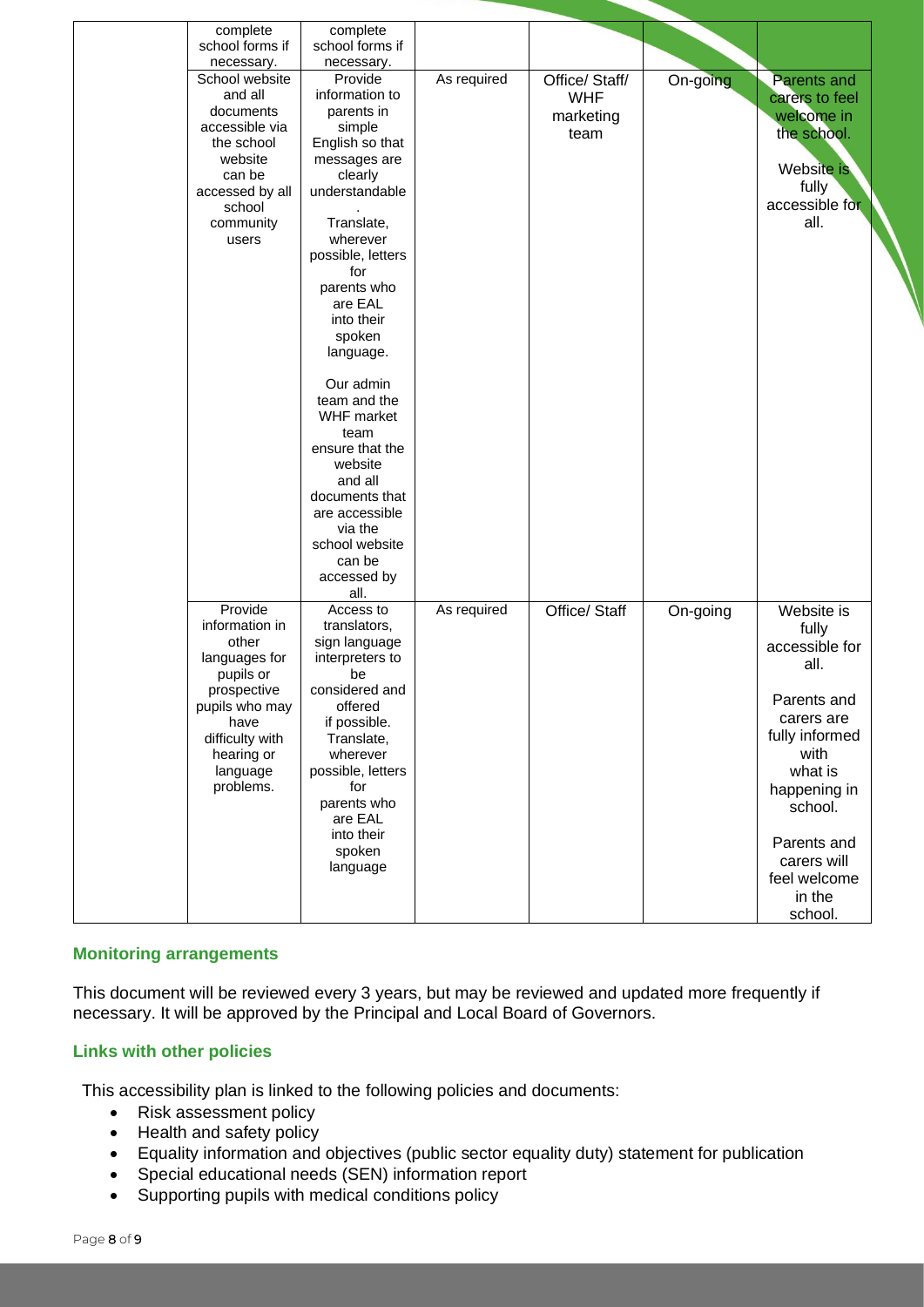|  |  |  |  |  |  |  |
|---|---|---|---|---|---|---|
|  | complete school forms if necessary. | complete school forms if necessary. |  |  |  |  |
|  | School website and all documents accessible via the school website can be accessed by all school community users | Provide information to parents in simple English so that messages are clearly understandable. Translate, wherever possible, letters for parents who are EAL into their spoken language. Our admin team and the WHF market team ensure that the website and all documents that are accessible via the school website can be accessed by all. | As required | Office/ Staff/ WHF marketing team | On-going | Parents and carers to feel welcome in the school. Website is fully accessible for all. |
|  | Provide information in other languages for pupils or prospective pupils who may have difficulty with hearing or language problems. | Access to translators, sign language interpreters to be considered and offered if possible. Translate, wherever possible, letters for parents who are EAL into their spoken language | As required | Office/ Staff | On-going | Website is fully accessible for all. Parents and carers are fully informed with what is happening in school. Parents and carers will feel welcome in the school. |

### Monitoring arrangements

This document will be reviewed every 3 years, but may be reviewed and updated more frequently if necessary. It will be approved by the Principal and Local Board of Governors.

### Links with other policies

This accessibility plan is linked to the following policies and documents:

- Risk assessment policy
- Health and safety policy
- Equality information and objectives (public sector equality duty) statement for publication
- Special educational needs (SEN) information report
- Supporting pupils with medical conditions policy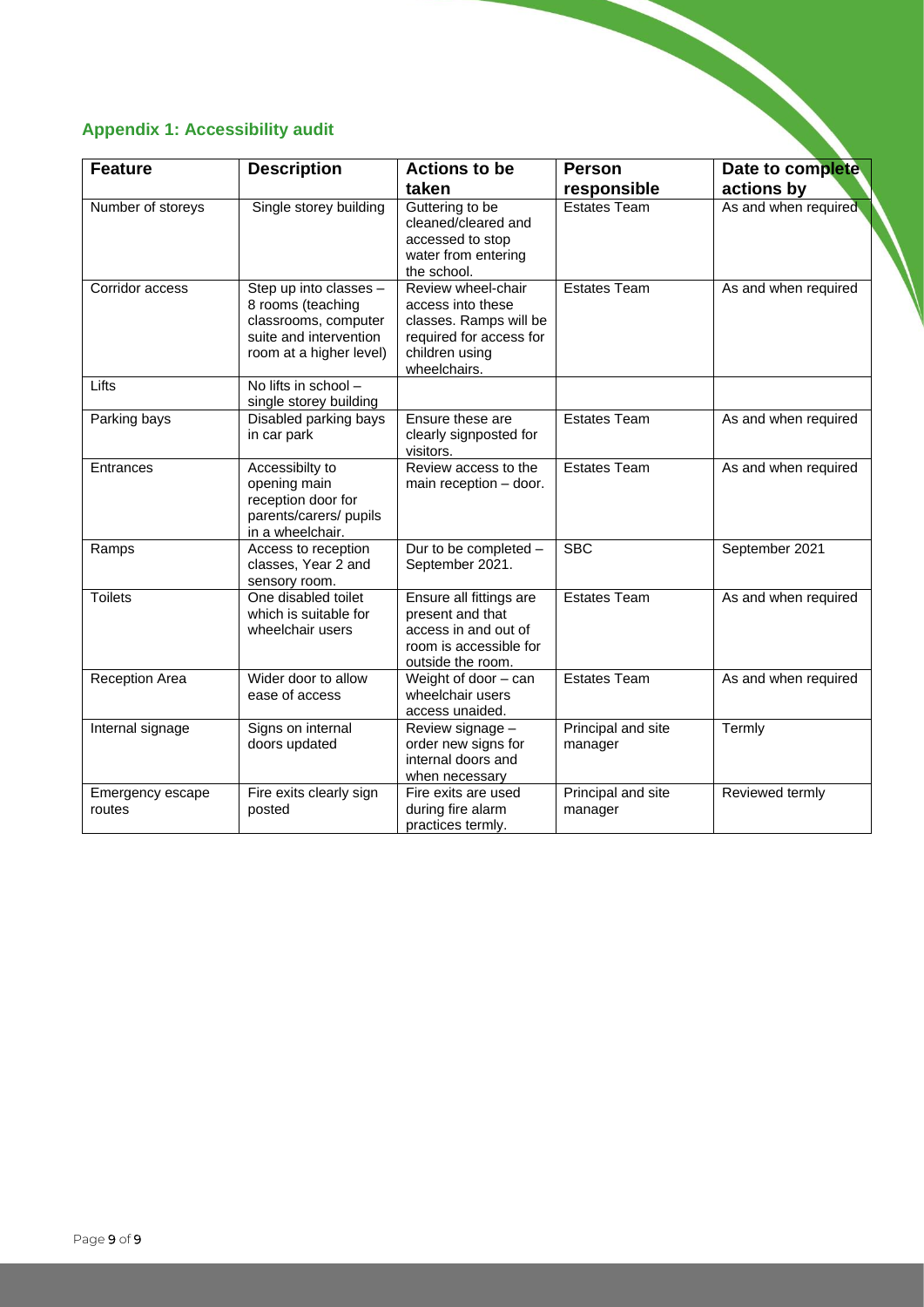## Appendix 1: Accessibility audit

| Feature | Description | Actions to be taken | Person responsible | Date to complete actions by |
|---|---|---|---|---|
| Number of storeys | Single storey building | Guttering to be cleaned/cleared and accessed to stop water from entering the school. | Estates Team | As and when required |
| Corridor access | Step up into classes – 8 rooms (teaching classrooms, computer suite and intervention room at a higher level) | Review wheel-chair access into these classes. Ramps will be required for access for children using wheelchairs. | Estates Team | As and when required |
| Lifts | No lifts in school – single storey building | | | |
| Parking bays | Disabled parking bays in car park | Ensure these are clearly signposted for visitors. | Estates Team | As and when required |
| Entrances | Accessibilty to opening main reception door for parents/carers/ pupils in a wheelchair. | Review access to the main reception – door. | Estates Team | As and when required |
| Ramps | Access to reception classes, Year 2 and sensory room. | Dur to be completed – September 2021. | SBC | September 2021 |
| Toilets | One disabled toilet which is suitable for wheelchair users | Ensure all fittings are present and that access in and out of room is accessible for outside the room. | Estates Team | As and when required |
| Reception Area | Wider door to allow ease of access | Weight of door – can wheelchair users access unaided. | Estates Team | As and when required |
| Internal signage | Signs on internal doors updated | Review signage – order new signs for internal doors and when necessary | Principal and site manager | Termly |
| Emergency escape routes | Fire exits clearly sign posted | Fire exits are used during fire alarm practices termly. | Principal and site manager | Reviewed termly |